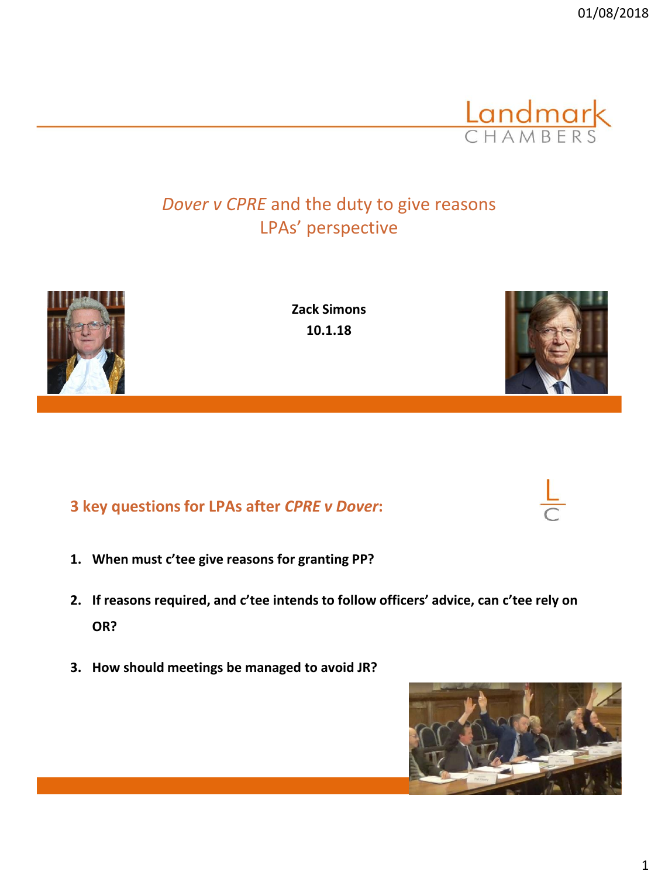# *Dover v CPRE* and the duty to give reasons
## LPAs' perspective

**Zack Simons**
**10.1.18**

---

## 3 key questions for LPAs after *CPRE v Dover*:

1. **When must c'tee give reasons for granting PP?**
2. **If reasons required, and c'tee intends to follow officers' advice, can c'tee rely on OR?**
3. **How should meetings be managed to avoid JR?**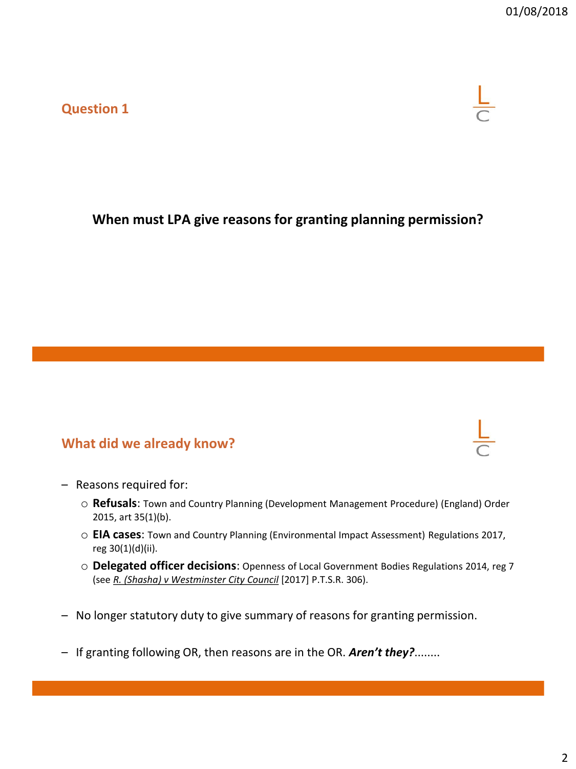## Question 1

**When must LPA give reasons for granting planning permission?**

## What did we already know?

- Reasons required for:
  - **Refusals**: Town and Country Planning (Development Management Procedure) (England) Order 2015, art 35(1)(b).
  - **EIA cases**: Town and Country Planning (Environmental Impact Assessment) Regulations 2017, reg 30(1)(d)(ii).
  - **Delegated officer decisions**: Openness of Local Government Bodies Regulations 2014, reg 7 (see *R. (Shasha) v Westminster City Council* [2017] P.T.S.R. 306).
- No longer statutory duty to give summary of reasons for granting permission.
- If granting following OR, then reasons are in the OR. ***Aren't they?***........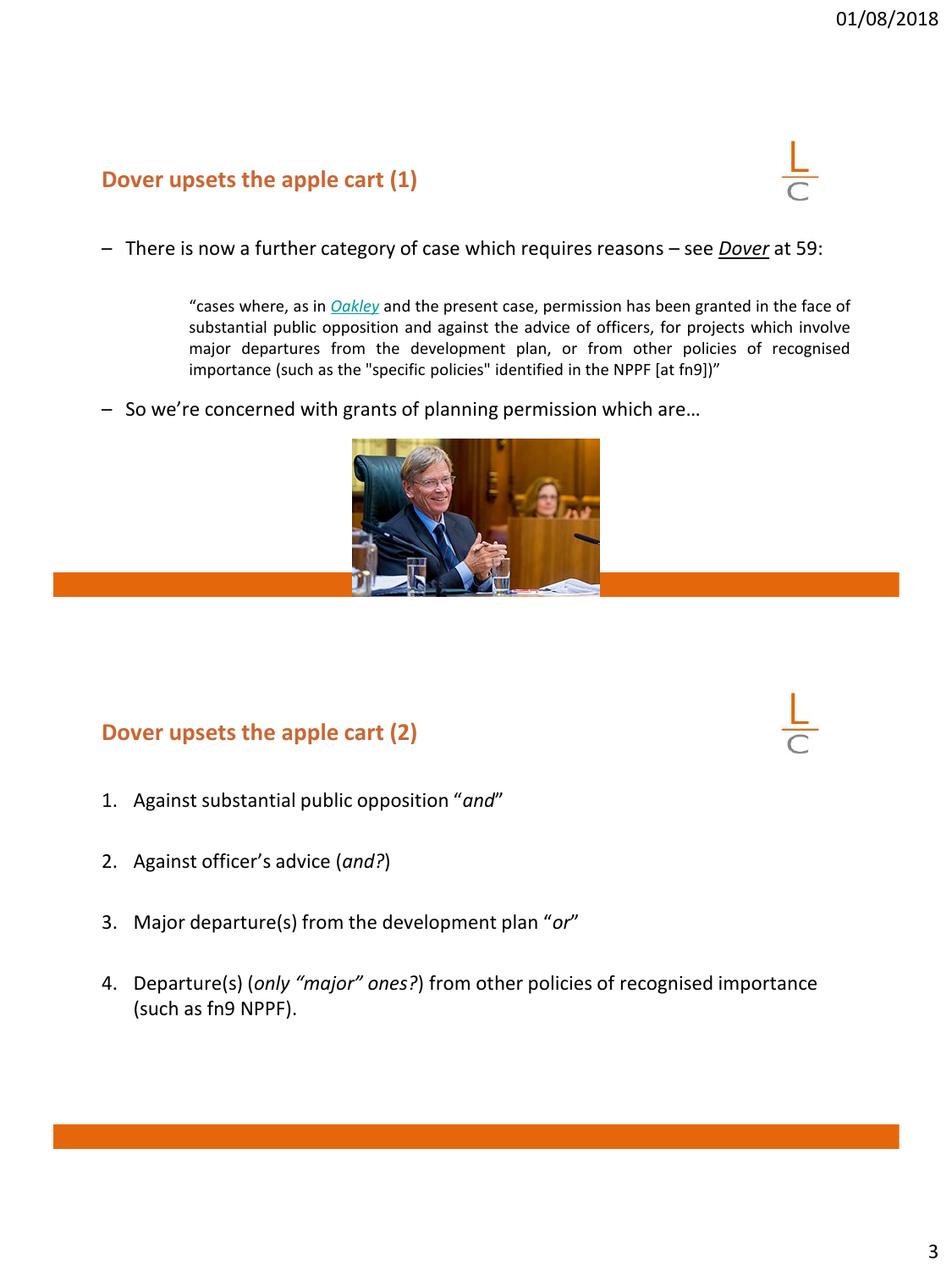## Dover upsets the apple cart (1)

- There is now a further category of case which requires reasons – see *Dover* at 59:

> "cases where, as in *Oakley* and the present case, permission has been granted in the face of substantial public opposition and against the advice of officers, for projects which involve major departures from the development plan, or from other policies of recognised importance (such as the "specific policies" identified in the NPPF [at fn9])"

- So we're concerned with grants of planning permission which are…

## Dover upsets the apple cart (2)

1. Against substantial public opposition "*and*"
2. Against officer's advice (*and?*)
3. Major departure(s) from the development plan "*or*"
4. Departure(s) (*only "major" ones?*) from other policies of recognised importance (such as fn9 NPPF).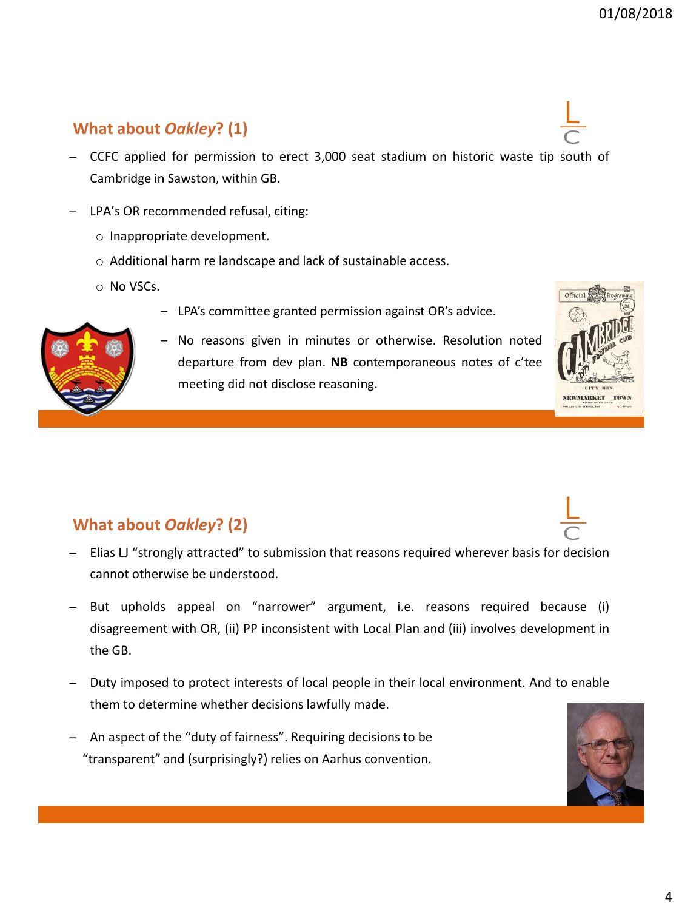## What about *Oakley*? (1)

- CCFC applied for permission to erect 3,000 seat stadium on historic waste tip south of Cambridge in Sawston, within GB.
- LPA's OR recommended refusal, citing:
  - Inappropriate development.
  - Additional harm re landscape and lack of sustainable access.
  - No VSCs.
- LPA's committee granted permission against OR's advice.
- No reasons given in minutes or otherwise. Resolution noted departure from dev plan. **NB** contemporaneous notes of c'tee meeting did not disclose reasoning.

## What about *Oakley*? (2)

- Elias LJ "strongly attracted" to submission that reasons required wherever basis for decision cannot otherwise be understood.
- But upholds appeal on "narrower" argument, i.e. reasons required because (i) disagreement with OR, (ii) PP inconsistent with Local Plan and (iii) involves development in the GB.
- Duty imposed to protect interests of local people in their local environment. And to enable them to determine whether decisions lawfully made.
- An aspect of the "duty of fairness". Requiring decisions to be "transparent" and (surprisingly?) relies on Aarhus convention.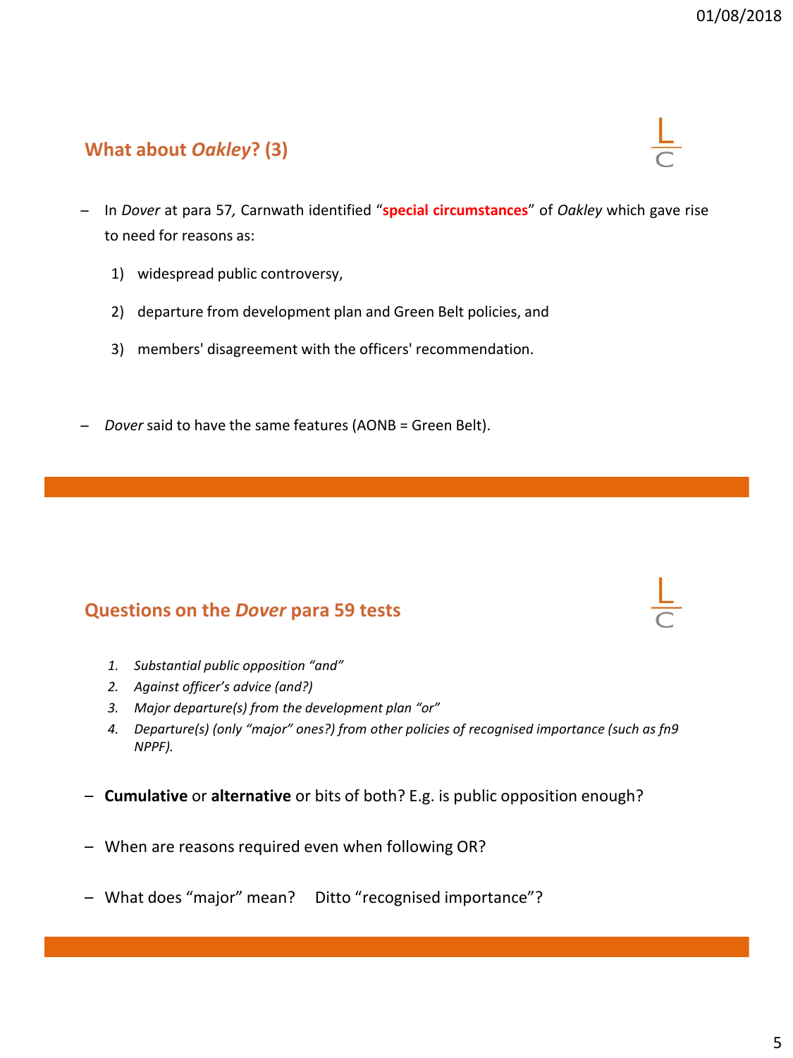## What about *Oakley*? (3)

- In *Dover* at para 57, Carnwath identified "**special circumstances**" of *Oakley* which gave rise to need for reasons as:
  1) widespread public controversy,
  2) departure from development plan and Green Belt policies, and
  3) members' disagreement with the officers' recommendation.

- *Dover* said to have the same features (AONB = Green Belt).

## Questions on the *Dover* para 59 tests

1. *Substantial public opposition "and"*
2. *Against officer's advice (and?)*
3. *Major departure(s) from the development plan "or"*
4. *Departure(s) (only "major" ones?) from other policies of recognised importance (such as fn9 NPPF).*

- **Cumulative** or **alternative** or bits of both? E.g. is public opposition enough?
- When are reasons required even when following OR?
- What does "major" mean? Ditto "recognised importance"?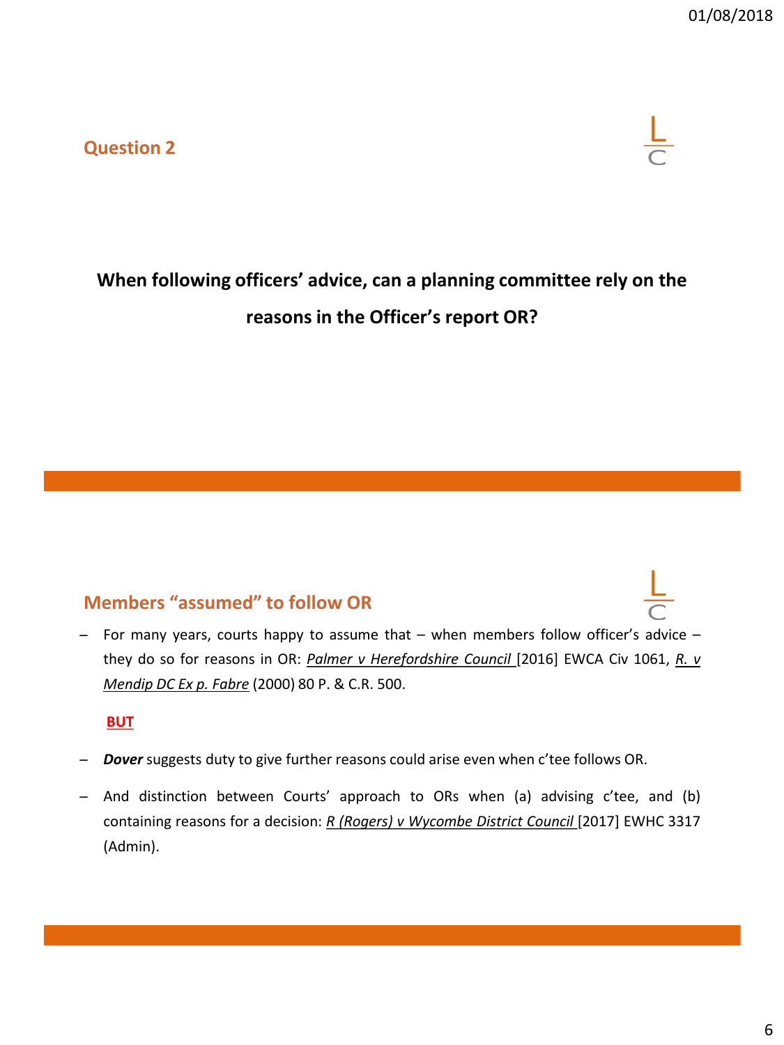## Question 2

**When following officers' advice, can a planning committee rely on the reasons in the Officer's report OR?**

## Members "assumed" to follow OR

- For many years, courts happy to assume that – when members follow officer's advice – they do so for reasons in OR: *Palmer v Herefordshire Council* [2016] EWCA Civ 1061, *R. v Mendip DC Ex p. Fabre* (2000) 80 P. & C.R. 500.

**BUT**

- ***Dover*** suggests duty to give further reasons could arise even when c'tee follows OR.
- And distinction between Courts' approach to ORs when (a) advising c'tee, and (b) containing reasons for a decision: *R (Rogers) v Wycombe District Council* [2017] EWHC 3317 (Admin).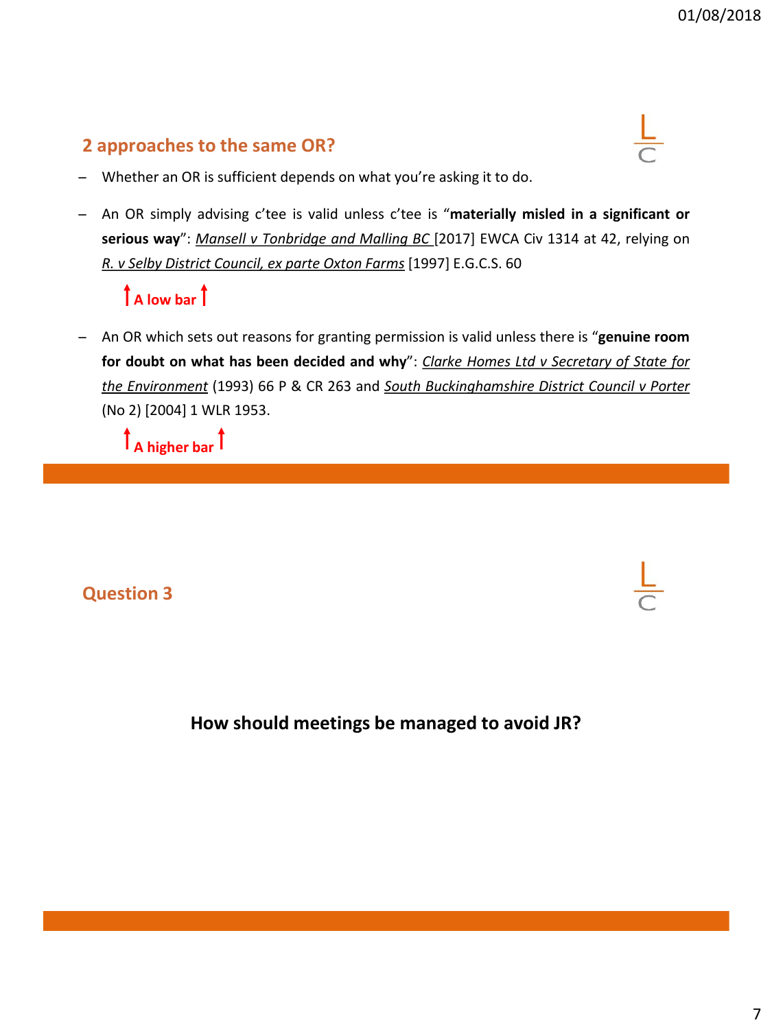## 2 approaches to the same OR?

- Whether an OR is sufficient depends on what you're asking it to do.
- An OR simply advising c'tee is valid unless c'tee is "**materially misled in a significant or serious way**": *Mansell v Tonbridge and Malling BC* [2017] EWCA Civ 1314 at 42, relying on *R. v Selby District Council, ex parte Oxton Farms* [1997] E.G.C.S. 60

  **A low bar**

- An OR which sets out reasons for granting permission is valid unless there is "**genuine room for doubt on what has been decided and why**": *Clarke Homes Ltd v Secretary of State for the Environment* (1993) 66 P & CR 263 and *South Buckinghamshire District Council v Porter* (No 2) [2004] 1 WLR 1953.

  **A higher bar**

## Question 3

**How should meetings be managed to avoid JR?**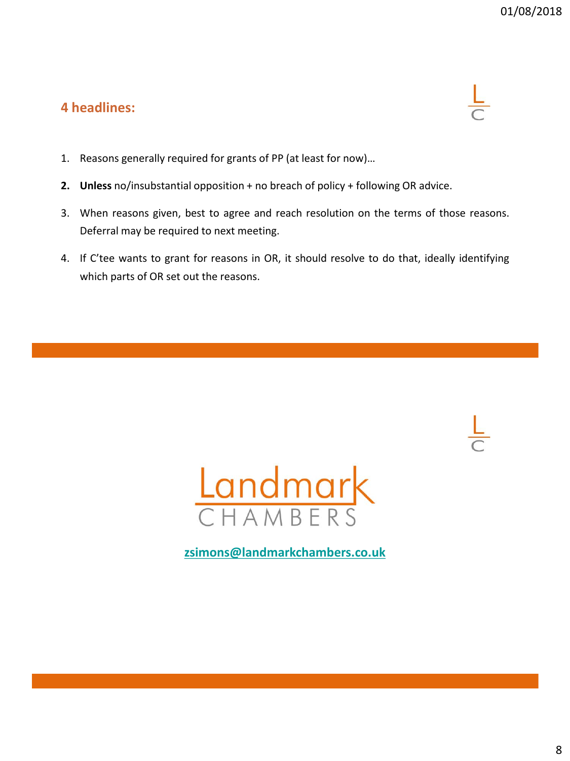## 4 headlines:

1. Reasons generally required for grants of PP (at least for now)…
2. **Unless** no/insubstantial opposition + no breach of policy + following OR advice.
3. When reasons given, best to agree and reach resolution on the terms of those reasons. Deferral may be required to next meeting.
4. If C'tee wants to grant for reasons in OR, it should resolve to do that, ideally identifying which parts of OR set out the reasons.

Landmark CHAMBERS

zsimons@landmarkchambers.co.uk